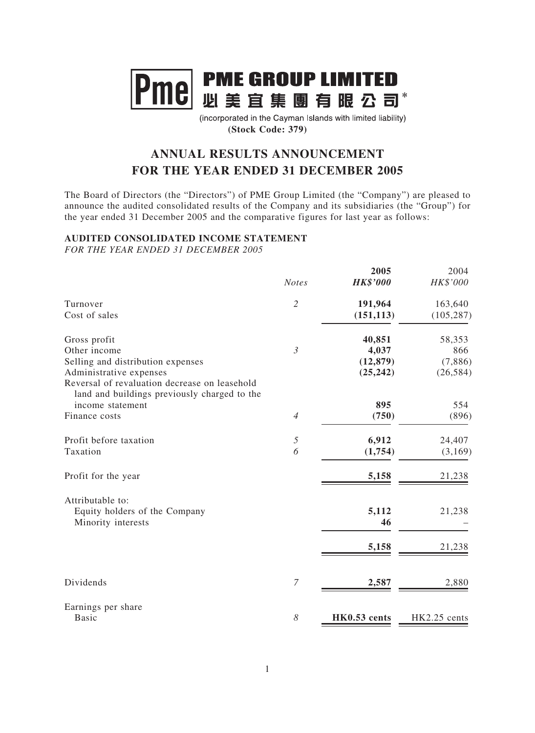# PME GROUP LIMITED
# 必美宜集團有限公司*

(incorporated in the Cayman Islands with limited liability)
**(Stock Code: 379)**

## ANNUAL RESULTS ANNOUNCEMENT FOR THE YEAR ENDED 31 DECEMBER 2005

The Board of Directors (the "Directors") of PME Group Limited (the "Company") are pleased to announce the audited consolidated results of the Company and its subsidiaries (the "Group") for the year ended 31 December 2005 and the comparative figures for last year as follows:

**AUDITED CONSOLIDATED INCOME STATEMENT**
*FOR THE YEAR ENDED 31 DECEMBER 2005*

| | *Notes* | **2005** *HK$'000* | 2004 *HK$'000* |
|---|---|---|---|
| Turnover | *2* | **191,964** | 163,640 |
| Cost of sales | | **(151,113)** | (105,287) |
| Gross profit | | **40,851** | 58,353 |
| Other income | *3* | **4,037** | 866 |
| Selling and distribution expenses | | **(12,879)** | (7,886) |
| Administrative expenses | | **(25,242)** | (26,584) |
| Reversal of revaluation decrease on leasehold land and buildings previously charged to the income statement | | **895** | 554 |
| Finance costs | *4* | **(750)** | (896) |
| Profit before taxation | *5* | **6,912** | 24,407 |
| Taxation | *6* | **(1,754)** | (3,169) |
| Profit for the year | | **5,158** | 21,238 |
| Attributable to: | | | |
| Equity holders of the Company | | **5,112** | 21,238 |
| Minority interests | | **46** | – |
| | | **5,158** | 21,238 |
| Dividends | *7* | **2,587** | 2,880 |
| Earnings per share | | | |
| Basic | *8* | **HK0.53 cents** | HK2.25 cents |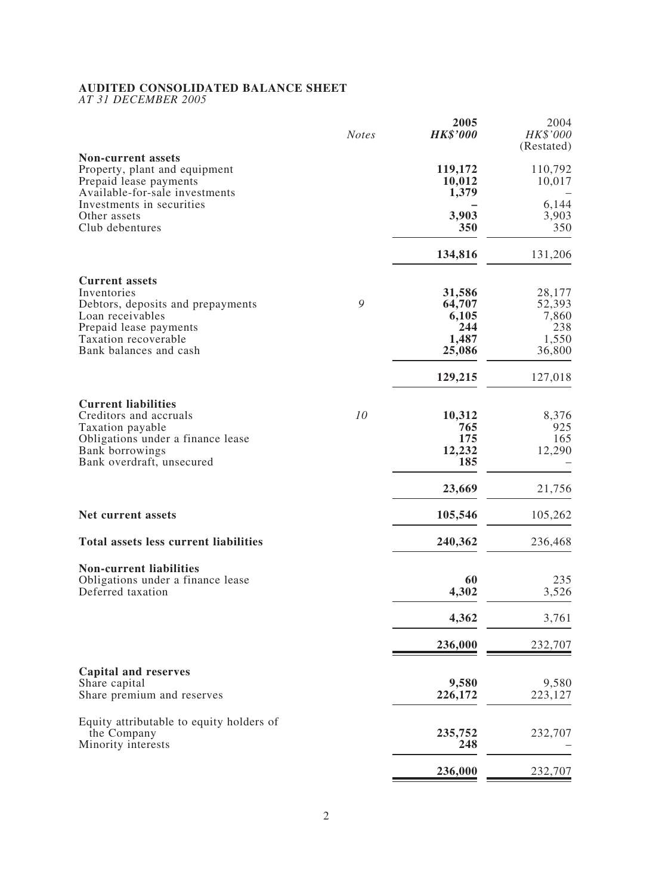**AUDITED CONSOLIDATED BALANCE SHEET**
*AT 31 DECEMBER 2005*

| | *Notes* | **2005** | 2004 |
|---|---|---|---|
| | | ***HK$'000*** | *HK$'000* |
| | | | (Restated) |
| **Non-current assets** | | | |
| Property, plant and equipment | | **119,172** | 110,792 |
| Prepaid lease payments | | **10,012** | 10,017 |
| Available-for-sale investments | | **1,379** | – |
| Investments in securities | | **–** | 6,144 |
| Other assets | | **3,903** | 3,903 |
| Club debentures | | **350** | 350 |
| | | **134,816** | 131,206 |
| **Current assets** | | | |
| Inventories | | **31,586** | 28,177 |
| Debtors, deposits and prepayments | 9 | **64,707** | 52,393 |
| Loan receivables | | **6,105** | 7,860 |
| Prepaid lease payments | | **244** | 238 |
| Taxation recoverable | | **1,487** | 1,550 |
| Bank balances and cash | | **25,086** | 36,800 |
| | | **129,215** | 127,018 |
| **Current liabilities** | | | |
| Creditors and accruals | 10 | **10,312** | 8,376 |
| Taxation payable | | **765** | 925 |
| Obligations under a finance lease | | **175** | 165 |
| Bank borrowings | | **12,232** | 12,290 |
| Bank overdraft, unsecured | | **185** | – |
| | | **23,669** | 21,756 |
| **Net current assets** | | **105,546** | 105,262 |
| **Total assets less current liabilities** | | **240,362** | 236,468 |
| **Non-current liabilities** | | | |
| Obligations under a finance lease | | **60** | 235 |
| Deferred taxation | | **4,302** | 3,526 |
| | | **4,362** | 3,761 |
| | | **236,000** | 232,707 |
| **Capital and reserves** | | | |
| Share capital | | **9,580** | 9,580 |
| Share premium and reserves | | **226,172** | 223,127 |
| Equity attributable to equity holders of the Company | | **235,752** | 232,707 |
| Minority interests | | **248** | – |
| | | **236,000** | 232,707 |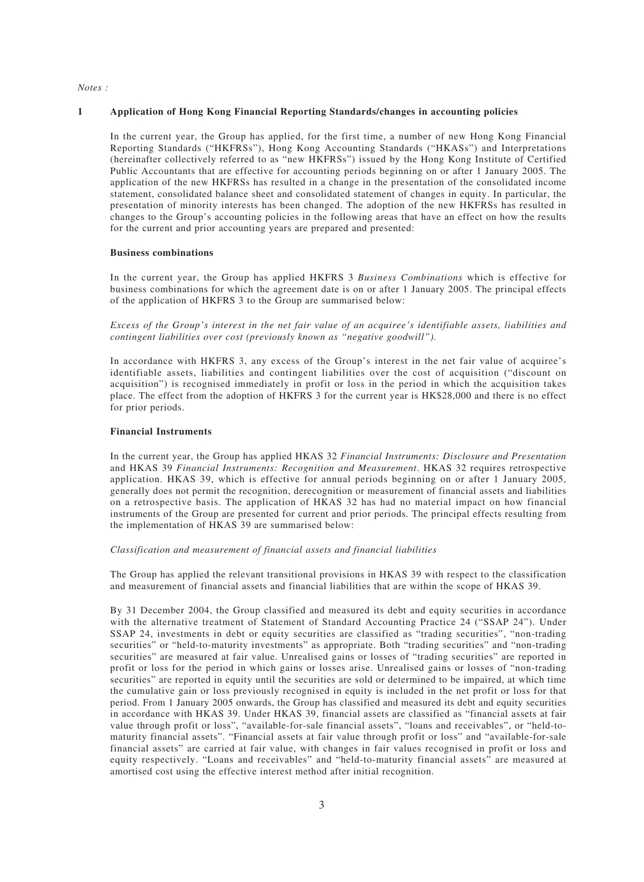*Notes :*

## 1 Application of Hong Kong Financial Reporting Standards/changes in accounting policies

In the current year, the Group has applied, for the first time, a number of new Hong Kong Financial Reporting Standards ("HKFRSs"), Hong Kong Accounting Standards ("HKASs") and Interpretations (hereinafter collectively referred to as "new HKFRSs") issued by the Hong Kong Institute of Certified Public Accountants that are effective for accounting periods beginning on or after 1 January 2005. The application of the new HKFRSs has resulted in a change in the presentation of the consolidated income statement, consolidated balance sheet and consolidated statement of changes in equity. In particular, the presentation of minority interests has been changed. The adoption of the new HKFRSs has resulted in changes to the Group's accounting policies in the following areas that have an effect on how the results for the current and prior accounting years are prepared and presented:

**Business combinations**

In the current year, the Group has applied HKFRS 3 *Business Combinations* which is effective for business combinations for which the agreement date is on or after 1 January 2005. The principal effects of the application of HKFRS 3 to the Group are summarised below:

*Excess of the Group's interest in the net fair value of an acquiree's identifiable assets, liabilities and contingent liabilities over cost (previously known as "negative goodwill").*

In accordance with HKFRS 3, any excess of the Group's interest in the net fair value of acquiree's identifiable assets, liabilities and contingent liabilities over the cost of acquisition ("discount on acquisition") is recognised immediately in profit or loss in the period in which the acquisition takes place. The effect from the adoption of HKFRS 3 for the current year is HK$28,000 and there is no effect for prior periods.

**Financial Instruments**

In the current year, the Group has applied HKAS 32 *Financial Instruments: Disclosure and Presentation* and HKAS 39 *Financial Instruments: Recognition and Measurement*. HKAS 32 requires retrospective application. HKAS 39, which is effective for annual periods beginning on or after 1 January 2005, generally does not permit the recognition, derecognition or measurement of financial assets and liabilities on a retrospective basis. The application of HKAS 32 has had no material impact on how financial instruments of the Group are presented for current and prior periods. The principal effects resulting from the implementation of HKAS 39 are summarised below:

*Classification and measurement of financial assets and financial liabilities*

The Group has applied the relevant transitional provisions in HKAS 39 with respect to the classification and measurement of financial assets and financial liabilities that are within the scope of HKAS 39.

By 31 December 2004, the Group classified and measured its debt and equity securities in accordance with the alternative treatment of Statement of Standard Accounting Practice 24 ("SSAP 24"). Under SSAP 24, investments in debt or equity securities are classified as "trading securities", "non-trading securities" or "held-to-maturity investments" as appropriate. Both "trading securities" and "non-trading securities" are measured at fair value. Unrealised gains or losses of "trading securities" are reported in profit or loss for the period in which gains or losses arise. Unrealised gains or losses of "non-trading securities" are reported in equity until the securities are sold or determined to be impaired, at which time the cumulative gain or loss previously recognised in equity is included in the net profit or loss for that period. From 1 January 2005 onwards, the Group has classified and measured its debt and equity securities in accordance with HKAS 39. Under HKAS 39, financial assets are classified as "financial assets at fair value through profit or loss", "available-for-sale financial assets", "loans and receivables", or "held-to-maturity financial assets". "Financial assets at fair value through profit or loss" and "available-for-sale financial assets" are carried at fair value, with changes in fair values recognised in profit or loss and equity respectively. "Loans and receivables" and "held-to-maturity financial assets" are measured at amortised cost using the effective interest method after initial recognition.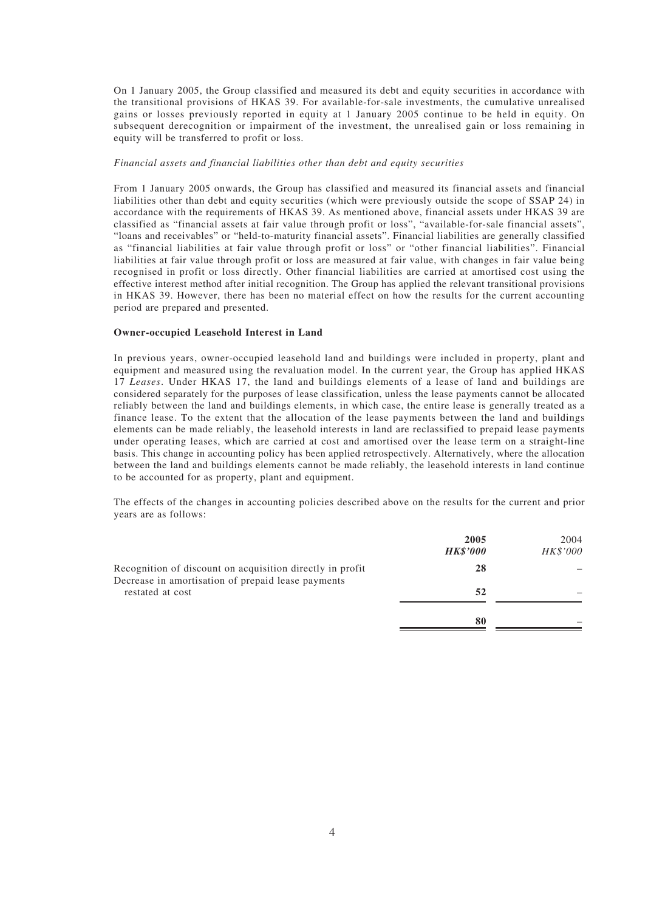On 1 January 2005, the Group classified and measured its debt and equity securities in accordance with the transitional provisions of HKAS 39. For available-for-sale investments, the cumulative unrealised gains or losses previously reported in equity at 1 January 2005 continue to be held in equity. On subsequent derecognition or impairment of the investment, the unrealised gain or loss remaining in equity will be transferred to profit or loss.

*Financial assets and financial liabilities other than debt and equity securities*

From 1 January 2005 onwards, the Group has classified and measured its financial assets and financial liabilities other than debt and equity securities (which were previously outside the scope of SSAP 24) in accordance with the requirements of HKAS 39. As mentioned above, financial assets under HKAS 39 are classified as "financial assets at fair value through profit or loss", "available-for-sale financial assets", "loans and receivables" or "held-to-maturity financial assets". Financial liabilities are generally classified as "financial liabilities at fair value through profit or loss" or "other financial liabilities". Financial liabilities at fair value through profit or loss are measured at fair value, with changes in fair value being recognised in profit or loss directly. Other financial liabilities are carried at amortised cost using the effective interest method after initial recognition. The Group has applied the relevant transitional provisions in HKAS 39. However, there has been no material effect on how the results for the current accounting period are prepared and presented.

**Owner-occupied Leasehold Interest in Land**

In previous years, owner-occupied leasehold land and buildings were included in property, plant and equipment and measured using the revaluation model. In the current year, the Group has applied HKAS 17 *Leases*. Under HKAS 17, the land and buildings elements of a lease of land and buildings are considered separately for the purposes of lease classification, unless the lease payments cannot be allocated reliably between the land and buildings elements, in which case, the entire lease is generally treated as a finance lease. To the extent that the allocation of the lease payments between the land and buildings elements can be made reliably, the leasehold interests in land are reclassified to prepaid lease payments under operating leases, which are carried at cost and amortised over the lease term on a straight-line basis. This change in accounting policy has been applied retrospectively. Alternatively, where the allocation between the land and buildings elements cannot be made reliably, the leasehold interests in land continue to be accounted for as property, plant and equipment.

The effects of the changes in accounting policies described above on the results for the current and prior years are as follows:

| | **2005** | 2004 |
|---|---|---|
| | ***HK$'000*** | *HK$'000* |
| Recognition of discount on acquisition directly in profit | **28** | – |
| Decrease in amortisation of prepaid lease payments restated at cost | **52** | – |
| | **80** | – |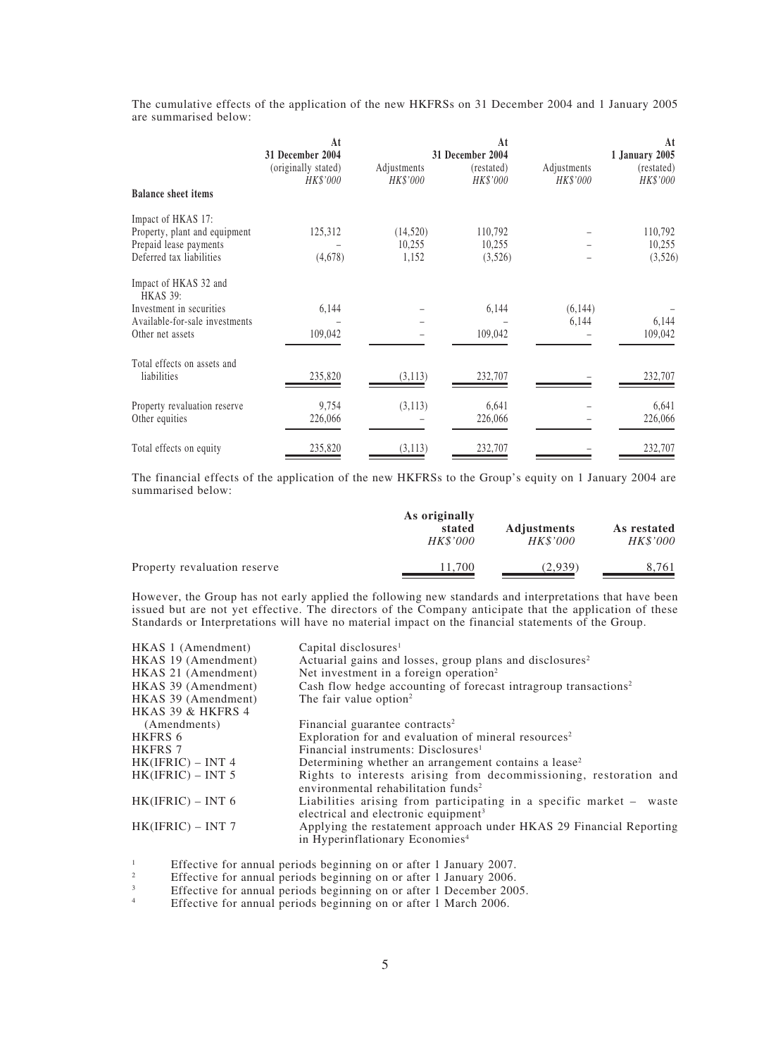The cumulative effects of the application of the new HKFRSs on 31 December 2004 and 1 January 2005 are summarised below:

| | At 31 December 2004 (originally stated) *HK$'000* | Adjustments *HK$'000* | At 31 December 2004 (restated) *HK$'000* | Adjustments *HK$'000* | At 1 January 2005 (restated) *HK$'000* |
|---|---|---|---|---|---|
| **Balance sheet items** | | | | | |
| Impact of HKAS 17: | | | | | |
| Property, plant and equipment | 125,312 | (14,520) | 110,792 | – | 110,792 |
| Prepaid lease payments | – | 10,255 | 10,255 | – | 10,255 |
| Deferred tax liabilities | (4,678) | 1,152 | (3,526) | – | (3,526) |
| Impact of HKAS 32 and HKAS 39: | | | | | |
| Investment in securities | 6,144 | – | 6,144 | (6,144) | – |
| Available-for-sale investments | – | – | – | 6,144 | 6,144 |
| Other net assets | 109,042 | – | 109,042 | – | 109,042 |
| Total effects on assets and liabilities | 235,820 | (3,113) | 232,707 | – | 232,707 |
| Property revaluation reserve | 9,754 | (3,113) | 6,641 | – | 6,641 |
| Other equities | 226,066 | – | 226,066 | – | 226,066 |
| Total effects on equity | 235,820 | (3,113) | 232,707 | – | 232,707 |

The financial effects of the application of the new HKFRSs to the Group's equity on 1 January 2004 are summarised below:

| | As originally stated *HK$'000* | Adjustments *HK$'000* | As restated *HK$'000* |
|---|---|---|---|
| Property revaluation reserve | 11,700 | (2,939) | 8,761 |

However, the Group has not early applied the following new standards and interpretations that have been issued but are not yet effective. The directors of the Company anticipate that the application of these Standards or Interpretations will have no material impact on the financial statements of the Group.

| | |
|---|---|
| HKAS 1 (Amendment) | Capital disclosures[1] |
| HKAS 19 (Amendment) | Actuarial gains and losses, group plans and disclosures[2] |
| HKAS 21 (Amendment) | Net investment in a foreign operation[2] |
| HKAS 39 (Amendment) | Cash flow hedge accounting of forecast intragroup transactions[2] |
| HKAS 39 (Amendment) | The fair value option[2] |
| HKAS 39 & HKFRS 4 (Amendments) | Financial guarantee contracts[2] |
| HKFRS 6 | Exploration for and evaluation of mineral resources[2] |
| HKFRS 7 | Financial instruments: Disclosures[1] |
| HK(IFRIC) – INT 4 | Determining whether an arrangement contains a lease[2] |
| HK(IFRIC) – INT 5 | Rights to interests arising from decommissioning, restoration and environmental rehabilitation funds[2] |
| HK(IFRIC) – INT 6 | Liabilities arising from participating in a specific market – waste electrical and electronic equipment[3] |
| HK(IFRIC) – INT 7 | Applying the restatement approach under HKAS 29 Financial Reporting in Hyperinflationary Economies[4] |

[1] Effective for annual periods beginning on or after 1 January 2007.

[2] Effective for annual periods beginning on or after 1 January 2006.

[3] Effective for annual periods beginning on or after 1 December 2005.

[4] Effective for annual periods beginning on or after 1 March 2006.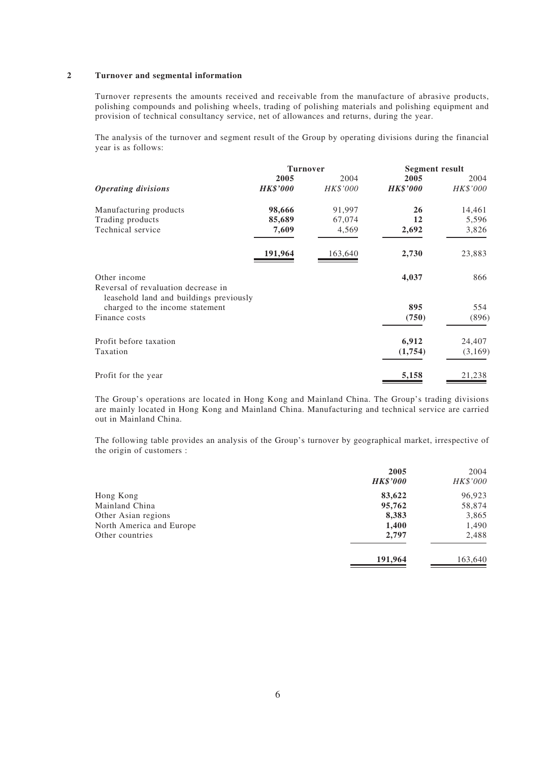## 2 Turnover and segmental information

Turnover represents the amounts received and receivable from the manufacture of abrasive products, polishing compounds and polishing wheels, trading of polishing materials and polishing equipment and provision of technical consultancy service, net of allowances and returns, during the year.

The analysis of the turnover and segment result of the Group by operating divisions during the financial year is as follows:

| | Turnover | | Segment result | |
|---|---|---|---|---|
| | **2005** | 2004 | **2005** | 2004 |
| ***Operating divisions*** | ***HK$'000*** | *HK$'000* | ***HK$'000*** | *HK$'000* |
| Manufacturing products | **98,666** | 91,997 | **26** | 14,461 |
| Trading products | **85,689** | 67,074 | **12** | 5,596 |
| Technical service | **7,609** | 4,569 | **2,692** | 3,826 |
| | **191,964** | 163,640 | **2,730** | 23,883 |
| Other income | | | **4,037** | 866 |
| Reversal of revaluation decrease in leasehold land and buildings previously charged to the income statement | | | **895** | 554 |
| Finance costs | | | **(750)** | (896) |
| Profit before taxation | | | **6,912** | 24,407 |
| Taxation | | | **(1,754)** | (3,169) |
| Profit for the year | | | **5,158** | 21,238 |

The Group's operations are located in Hong Kong and Mainland China. The Group's trading divisions are mainly located in Hong Kong and Mainland China. Manufacturing and technical service are carried out in Mainland China.

The following table provides an analysis of the Group's turnover by geographical market, irrespective of the origin of customers :

| | **2005** | 2004 |
|---|---|---|
| | ***HK$'000*** | *HK$'000* |
| Hong Kong | **83,622** | 96,923 |
| Mainland China | **95,762** | 58,874 |
| Other Asian regions | **8,383** | 3,865 |
| North America and Europe | **1,400** | 1,490 |
| Other countries | **2,797** | 2,488 |
| | **191,964** | 163,640 |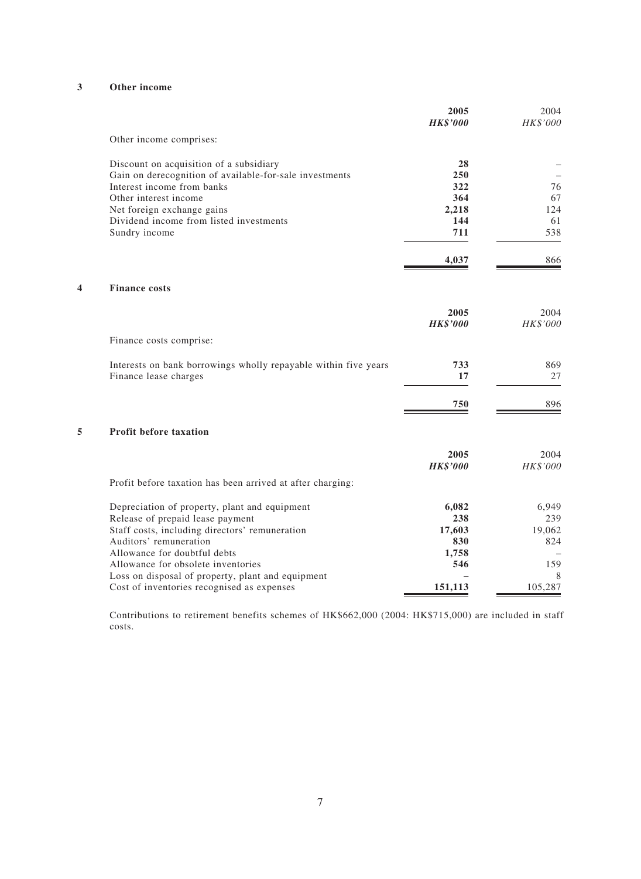## 3 Other income

| | 2005<br>*HK$'000* | 2004<br>*HK$'000* |
|---|---|---|
| Other income comprises: | | |
| Discount on acquisition of a subsidiary | **28** | – |
| Gain on derecognition of available-for-sale investments | **250** | – |
| Interest income from banks | **322** | 76 |
| Other interest income | **364** | 67 |
| Net foreign exchange gains | **2,218** | 124 |
| Dividend income from listed investments | **144** | 61 |
| Sundry income | **711** | 538 |
| | **4,037** | 866 |

## 4 Finance costs

| | 2005<br>*HK$'000* | 2004<br>*HK$'000* |
|---|---|---|
| Finance costs comprise: | | |
| Interests on bank borrowings wholly repayable within five years | **733** | 869 |
| Finance lease charges | **17** | 27 |
| | **750** | 896 |

## 5 Profit before taxation

| | 2005<br>*HK$'000* | 2004<br>*HK$'000* |
|---|---|---|
| Profit before taxation has been arrived at after charging: | | |
| Depreciation of property, plant and equipment | **6,082** | 6,949 |
| Release of prepaid lease payment | **238** | 239 |
| Staff costs, including directors' remuneration | **17,603** | 19,062 |
| Auditors' remuneration | **830** | 824 |
| Allowance for doubtful debts | **1,758** | – |
| Allowance for obsolete inventories | **546** | 159 |
| Loss on disposal of property, plant and equipment | **–** | 8 |
| Cost of inventories recognised as expenses | **151,113** | 105,287 |

Contributions to retirement benefits schemes of HK$662,000 (2004: HK$715,000) are included in staff costs.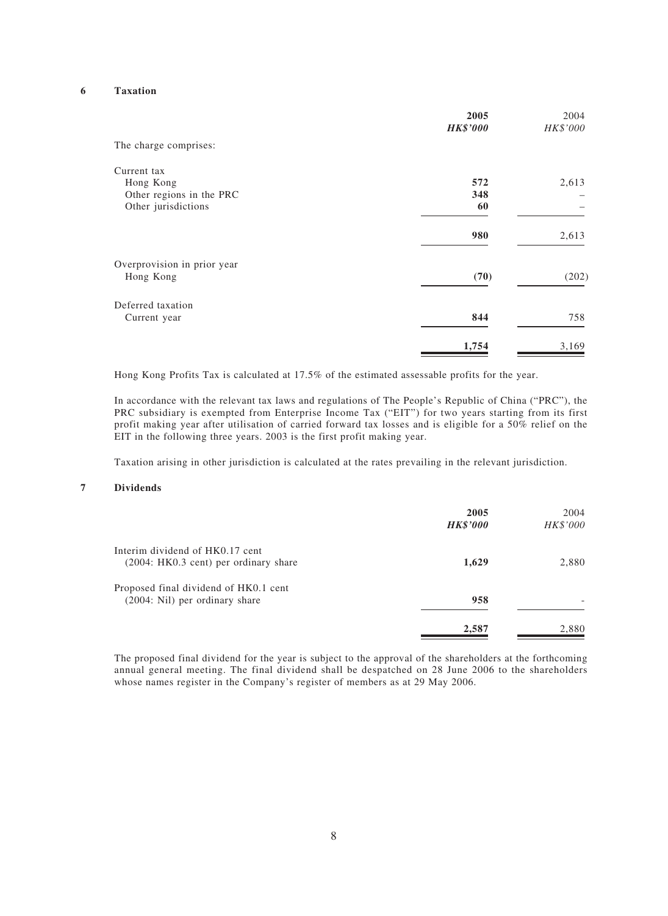## 6 Taxation

| | 2005 | 2004 |
|---|---|---|
| | ***HK$'000*** | *HK$'000* |
| The charge comprises: | | |
| Current tax | | |
| Hong Kong | **572** | 2,613 |
| Other regions in the PRC | **348** | – |
| Other jurisdictions | **60** | – |
| | **980** | 2,613 |
| Overprovision in prior year | | |
| Hong Kong | **(70)** | (202) |
| Deferred taxation | | |
| Current year | **844** | 758 |
| | **1,754** | 3,169 |

Hong Kong Profits Tax is calculated at 17.5% of the estimated assessable profits for the year.

In accordance with the relevant tax laws and regulations of The People's Republic of China ("PRC"), the PRC subsidiary is exempted from Enterprise Income Tax ("EIT") for two years starting from its first profit making year after utilisation of carried forward tax losses and is eligible for a 50% relief on the EIT in the following three years. 2003 is the first profit making year.

Taxation arising in other jurisdiction is calculated at the rates prevailing in the relevant jurisdiction.

## 7 Dividends

| | 2005 | 2004 |
|---|---|---|
| | ***HK$'000*** | *HK$'000* |
| Interim dividend of HK0.17 cent (2004: HK0.3 cent) per ordinary share | **1,629** | 2,880 |
| Proposed final dividend of HK0.1 cent (2004: Nil) per ordinary share | **958** | - |
| | **2,587** | 2,880 |

The proposed final dividend for the year is subject to the approval of the shareholders at the forthcoming annual general meeting. The final dividend shall be despatched on 28 June 2006 to the shareholders whose names register in the Company's register of members as at 29 May 2006.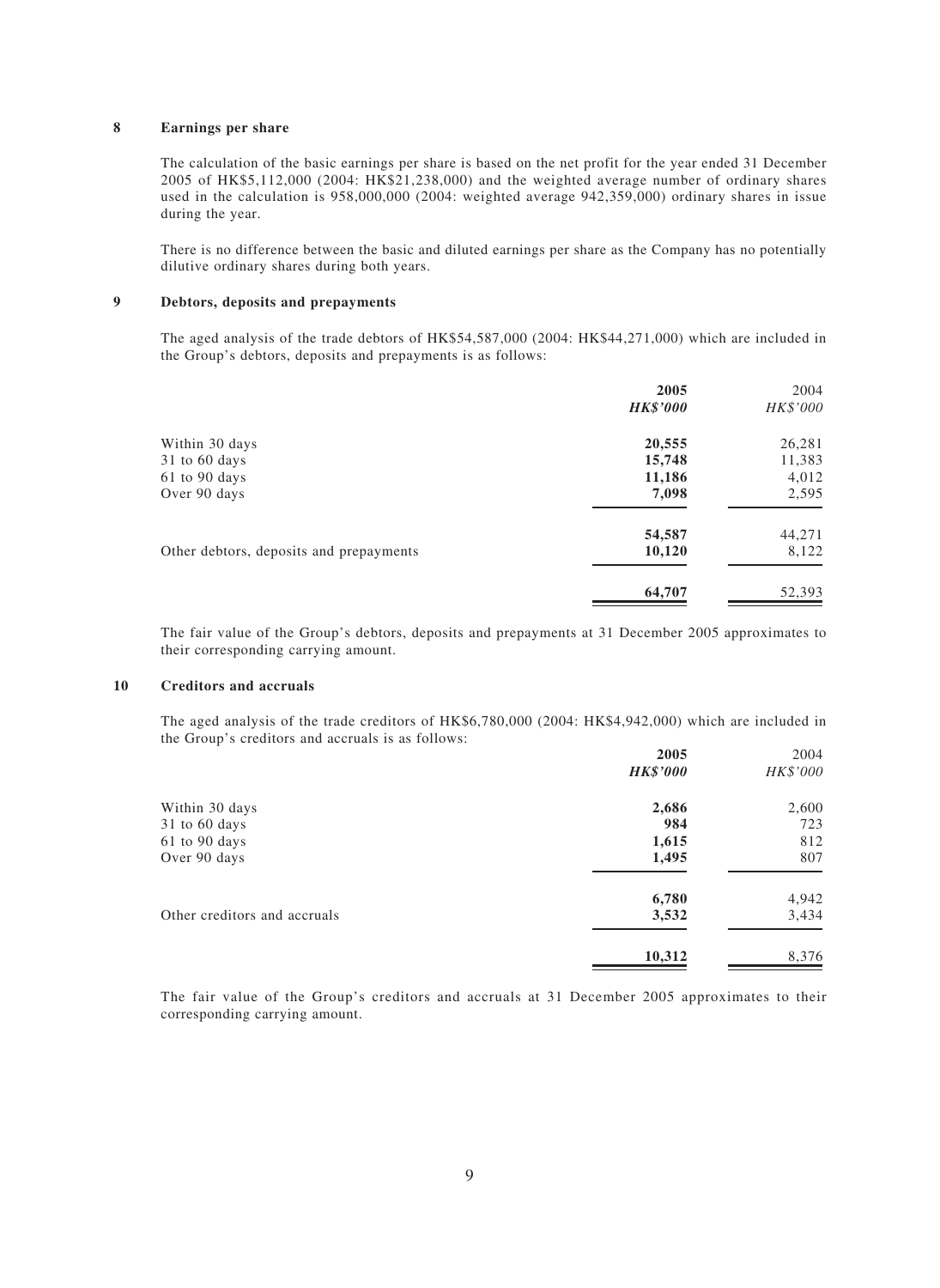## 8 Earnings per share

The calculation of the basic earnings per share is based on the net profit for the year ended 31 December 2005 of HK$5,112,000 (2004: HK$21,238,000) and the weighted average number of ordinary shares used in the calculation is 958,000,000 (2004: weighted average 942,359,000) ordinary shares in issue during the year.

There is no difference between the basic and diluted earnings per share as the Company has no potentially dilutive ordinary shares during both years.

## 9 Debtors, deposits and prepayments

The aged analysis of the trade debtors of HK$54,587,000 (2004: HK$44,271,000) which are included in the Group's debtors, deposits and prepayments is as follows:

| | **2005** | 2004 |
|---|---|---|
| | ***HK$'000*** | *HK$'000* |
| Within 30 days | **20,555** | 26,281 |
| 31 to 60 days | **15,748** | 11,383 |
| 61 to 90 days | **11,186** | 4,012 |
| Over 90 days | **7,098** | 2,595 |
| | **54,587** | 44,271 |
| Other debtors, deposits and prepayments | **10,120** | 8,122 |
| | **64,707** | 52,393 |

The fair value of the Group's debtors, deposits and prepayments at 31 December 2005 approximates to their corresponding carrying amount.

## 10 Creditors and accruals

The aged analysis of the trade creditors of HK$6,780,000 (2004: HK$4,942,000) which are included in the Group's creditors and accruals is as follows:

| | **2005** | 2004 |
|---|---|---|
| | ***HK$'000*** | *HK$'000* |
| Within 30 days | **2,686** | 2,600 |
| 31 to 60 days | **984** | 723 |
| 61 to 90 days | **1,615** | 812 |
| Over 90 days | **1,495** | 807 |
| | **6,780** | 4,942 |
| Other creditors and accruals | **3,532** | 3,434 |
| | **10,312** | 8,376 |

The fair value of the Group's creditors and accruals at 31 December 2005 approximates to their corresponding carrying amount.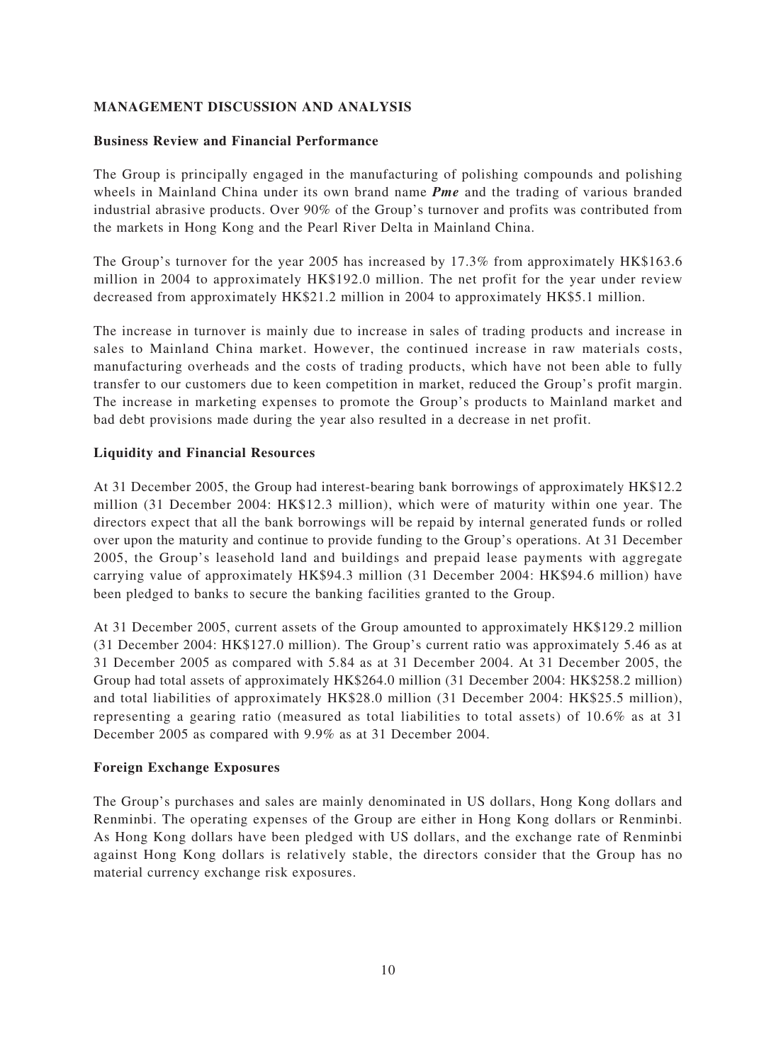## MANAGEMENT DISCUSSION AND ANALYSIS

### Business Review and Financial Performance

The Group is principally engaged in the manufacturing of polishing compounds and polishing wheels in Mainland China under its own brand name ***Pme*** and the trading of various branded industrial abrasive products. Over 90% of the Group's turnover and profits was contributed from the markets in Hong Kong and the Pearl River Delta in Mainland China.

The Group's turnover for the year 2005 has increased by 17.3% from approximately HK$163.6 million in 2004 to approximately HK$192.0 million. The net profit for the year under review decreased from approximately HK$21.2 million in 2004 to approximately HK$5.1 million.

The increase in turnover is mainly due to increase in sales of trading products and increase in sales to Mainland China market. However, the continued increase in raw materials costs, manufacturing overheads and the costs of trading products, which have not been able to fully transfer to our customers due to keen competition in market, reduced the Group's profit margin. The increase in marketing expenses to promote the Group's products to Mainland market and bad debt provisions made during the year also resulted in a decrease in net profit.

### Liquidity and Financial Resources

At 31 December 2005, the Group had interest-bearing bank borrowings of approximately HK$12.2 million (31 December 2004: HK$12.3 million), which were of maturity within one year. The directors expect that all the bank borrowings will be repaid by internal generated funds or rolled over upon the maturity and continue to provide funding to the Group's operations. At 31 December 2005, the Group's leasehold land and buildings and prepaid lease payments with aggregate carrying value of approximately HK$94.3 million (31 December 2004: HK$94.6 million) have been pledged to banks to secure the banking facilities granted to the Group.

At 31 December 2005, current assets of the Group amounted to approximately HK$129.2 million (31 December 2004: HK$127.0 million). The Group's current ratio was approximately 5.46 as at 31 December 2005 as compared with 5.84 as at 31 December 2004. At 31 December 2005, the Group had total assets of approximately HK$264.0 million (31 December 2004: HK$258.2 million) and total liabilities of approximately HK$28.0 million (31 December 2004: HK$25.5 million), representing a gearing ratio (measured as total liabilities to total assets) of 10.6% as at 31 December 2005 as compared with 9.9% as at 31 December 2004.

### Foreign Exchange Exposures

The Group's purchases and sales are mainly denominated in US dollars, Hong Kong dollars and Renminbi. The operating expenses of the Group are either in Hong Kong dollars or Renminbi. As Hong Kong dollars have been pledged with US dollars, and the exchange rate of Renminbi against Hong Kong dollars is relatively stable, the directors consider that the Group has no material currency exchange risk exposures.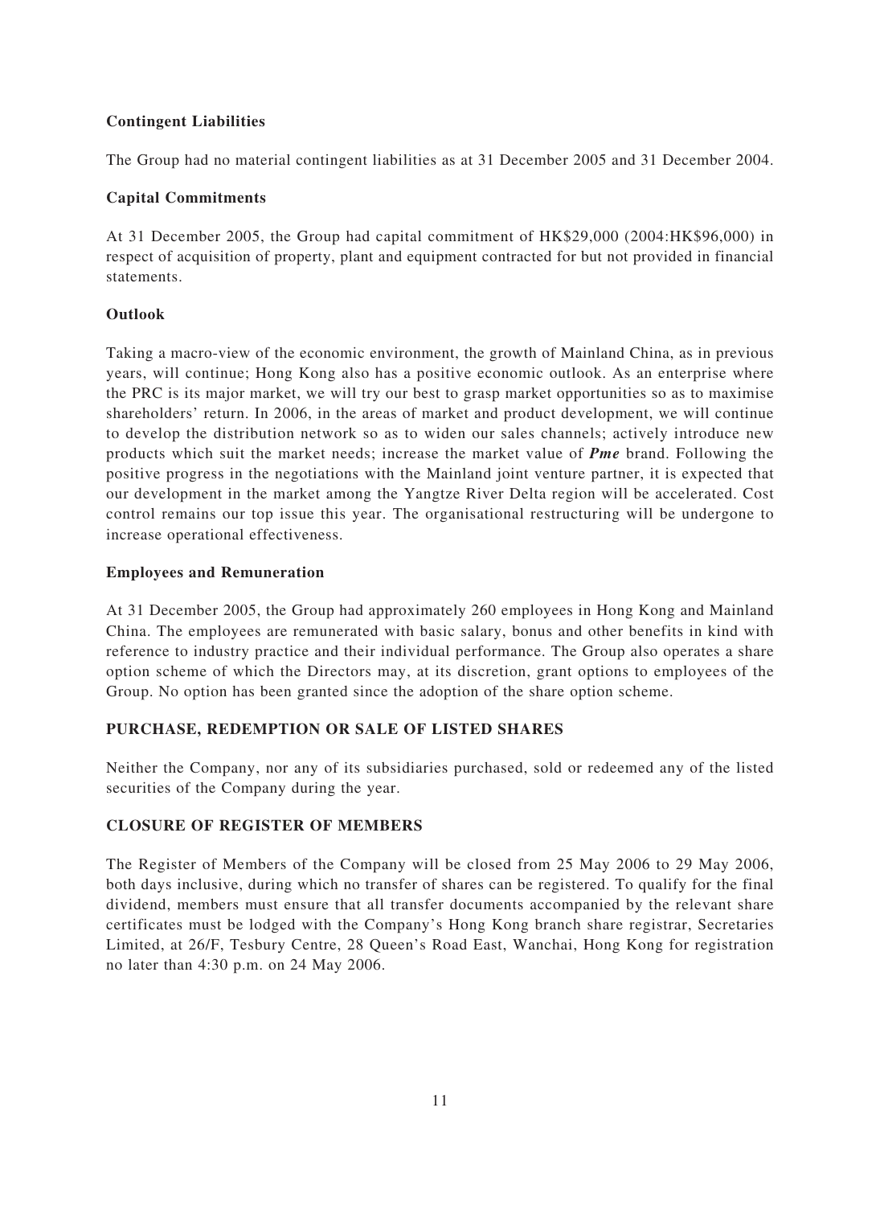**Contingent Liabilities**

The Group had no material contingent liabilities as at 31 December 2005 and 31 December 2004.

**Capital Commitments**

At 31 December 2005, the Group had capital commitment of HK$29,000 (2004:HK$96,000) in respect of acquisition of property, plant and equipment contracted for but not provided in financial statements.

**Outlook**

Taking a macro-view of the economic environment, the growth of Mainland China, as in previous years, will continue; Hong Kong also has a positive economic outlook. As an enterprise where the PRC is its major market, we will try our best to grasp market opportunities so as to maximise shareholders' return. In 2006, in the areas of market and product development, we will continue to develop the distribution network so as to widen our sales channels; actively introduce new products which suit the market needs; increase the market value of ***Pme*** brand. Following the positive progress in the negotiations with the Mainland joint venture partner, it is expected that our development in the market among the Yangtze River Delta region will be accelerated. Cost control remains our top issue this year. The organisational restructuring will be undergone to increase operational effectiveness.

**Employees and Remuneration**

At 31 December 2005, the Group had approximately 260 employees in Hong Kong and Mainland China. The employees are remunerated with basic salary, bonus and other benefits in kind with reference to industry practice and their individual performance. The Group also operates a share option scheme of which the Directors may, at its discretion, grant options to employees of the Group. No option has been granted since the adoption of the share option scheme.

## PURCHASE, REDEMPTION OR SALE OF LISTED SHARES

Neither the Company, nor any of its subsidiaries purchased, sold or redeemed any of the listed securities of the Company during the year.

## CLOSURE OF REGISTER OF MEMBERS

The Register of Members of the Company will be closed from 25 May 2006 to 29 May 2006, both days inclusive, during which no transfer of shares can be registered. To qualify for the final dividend, members must ensure that all transfer documents accompanied by the relevant share certificates must be lodged with the Company's Hong Kong branch share registrar, Secretaries Limited, at 26/F, Tesbury Centre, 28 Queen's Road East, Wanchai, Hong Kong for registration no later than 4:30 p.m. on 24 May 2006.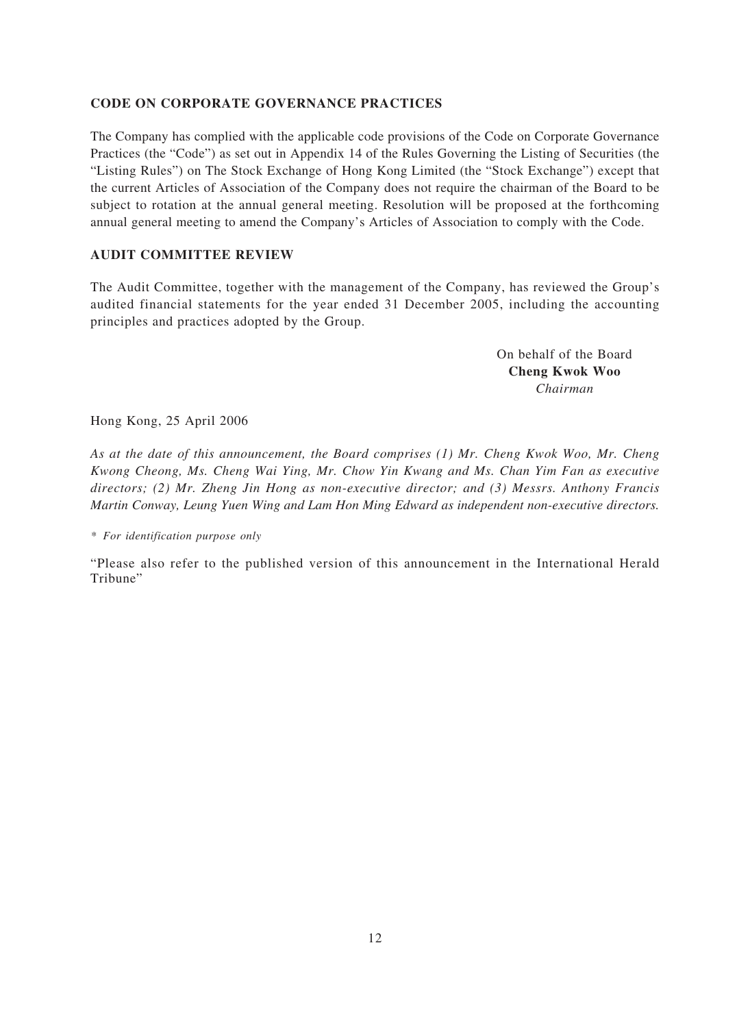## CODE ON CORPORATE GOVERNANCE PRACTICES

The Company has complied with the applicable code provisions of the Code on Corporate Governance Practices (the "Code") as set out in Appendix 14 of the Rules Governing the Listing of Securities (the "Listing Rules") on The Stock Exchange of Hong Kong Limited (the "Stock Exchange") except that the current Articles of Association of the Company does not require the chairman of the Board to be subject to rotation at the annual general meeting. Resolution will be proposed at the forthcoming annual general meeting to amend the Company's Articles of Association to comply with the Code.

## AUDIT COMMITTEE REVIEW

The Audit Committee, together with the management of the Company, has reviewed the Group's audited financial statements for the year ended 31 December 2005, including the accounting principles and practices adopted by the Group.

On behalf of the Board
**Cheng Kwok Woo**
*Chairman*

Hong Kong, 25 April 2006

*As at the date of this announcement, the Board comprises (1) Mr. Cheng Kwok Woo, Mr. Cheng Kwong Cheong, Ms. Cheng Wai Ying, Mr. Chow Yin Kwang and Ms. Chan Yim Fan as executive directors; (2) Mr. Zheng Jin Hong as non-executive director; and (3) Messrs. Anthony Francis Martin Conway, Leung Yuen Wing and Lam Hon Ming Edward as independent non-executive directors.*

* *For identification purpose only*

"Please also refer to the published version of this announcement in the International Herald Tribune"